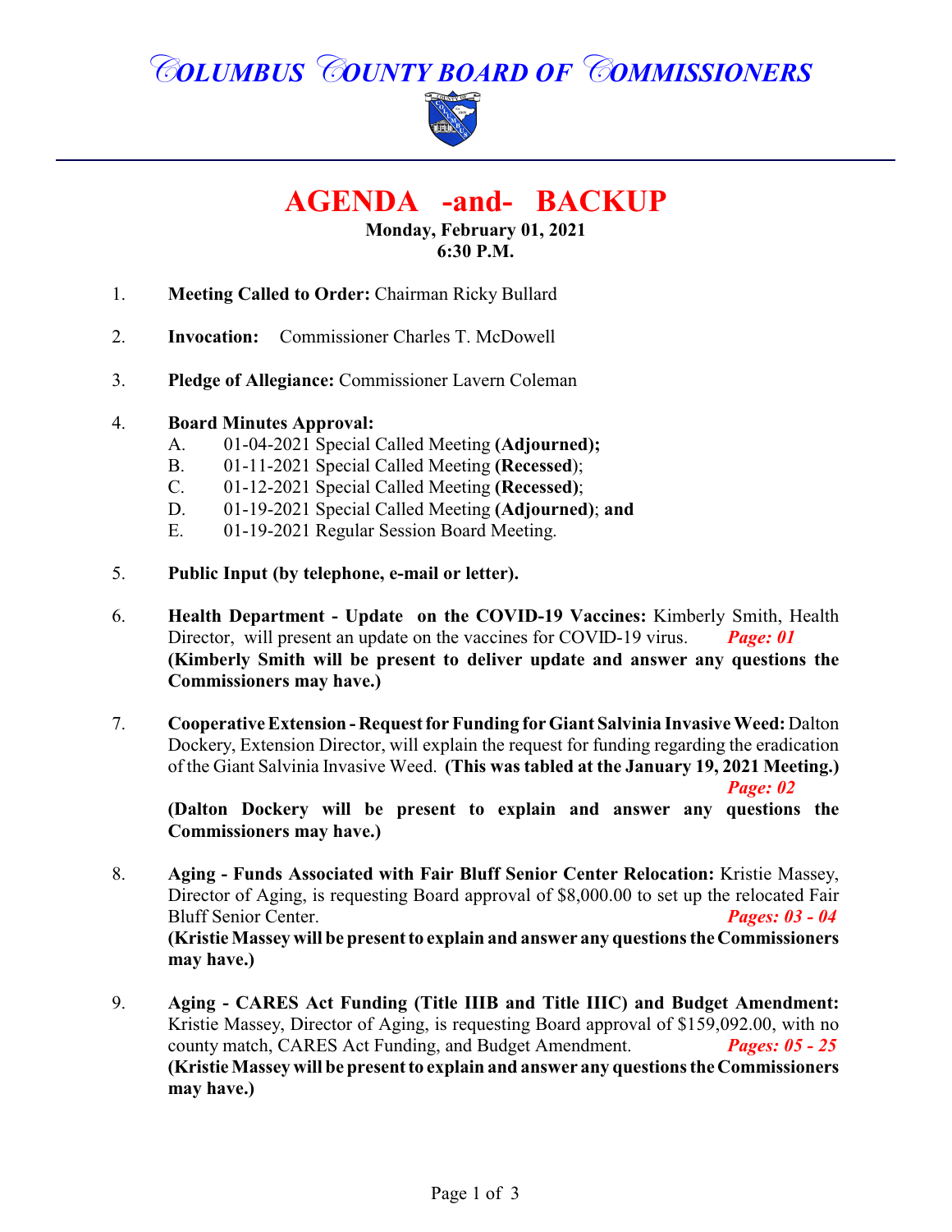# COLUMBUS COUNTY BOARD OF COMMISSIONERS

## AGENDA -and- BACKUP

**Monday, February 01, 2021**
**6:30 P.M.**

1. **Meeting Called to Order:** Chairman Ricky Bullard

2. **Invocation:** Commissioner Charles T. McDowell

3. **Pledge of Allegiance:** Commissioner Lavern Coleman

4. **Board Minutes Approval:**
   - A. 01-04-2021 Special Called Meeting **(Adjourned);**
   - B. 01-11-2021 Special Called Meeting **(Recessed)**;
   - C. 01-12-2021 Special Called Meeting **(Recessed)**;
   - D. 01-19-2021 Special Called Meeting **(Adjourned)**; **and**
   - E. 01-19-2021 Regular Session Board Meeting.

5. **Public Input (by telephone, e-mail or letter).**

6. **Health Department - Update on the COVID-19 Vaccines:** Kimberly Smith, Health Director, will present an update on the vaccines for COVID-19 virus. ***Page: 01***
   **(Kimberly Smith will be present to deliver update and answer any questions the Commissioners may have.)**

7. **Cooperative Extension - Request for Funding for Giant Salvinia Invasive Weed:** Dalton Dockery, Extension Director, will explain the request for funding regarding the eradication of the Giant Salvinia Invasive Weed. **(This was tabled at the January 19, 2021 Meeting.)** ***Page: 02***
   **(Dalton Dockery will be present to explain and answer any questions the Commissioners may have.)**

8. **Aging - Funds Associated with Fair Bluff Senior Center Relocation:** Kristie Massey, Director of Aging, is requesting Board approval of $8,000.00 to set up the relocated Fair Bluff Senior Center. ***Pages: 03 - 04***
   **(Kristie Massey will be present to explain and answer any questions the Commissioners may have.)**

9. **Aging - CARES Act Funding (Title IIIB and Title IIIC) and Budget Amendment:** Kristie Massey, Director of Aging, is requesting Board approval of $159,092.00, with no county match, CARES Act Funding, and Budget Amendment. ***Pages: 05 - 25***
   **(Kristie Massey will be present to explain and answer any questions the Commissioners may have.)**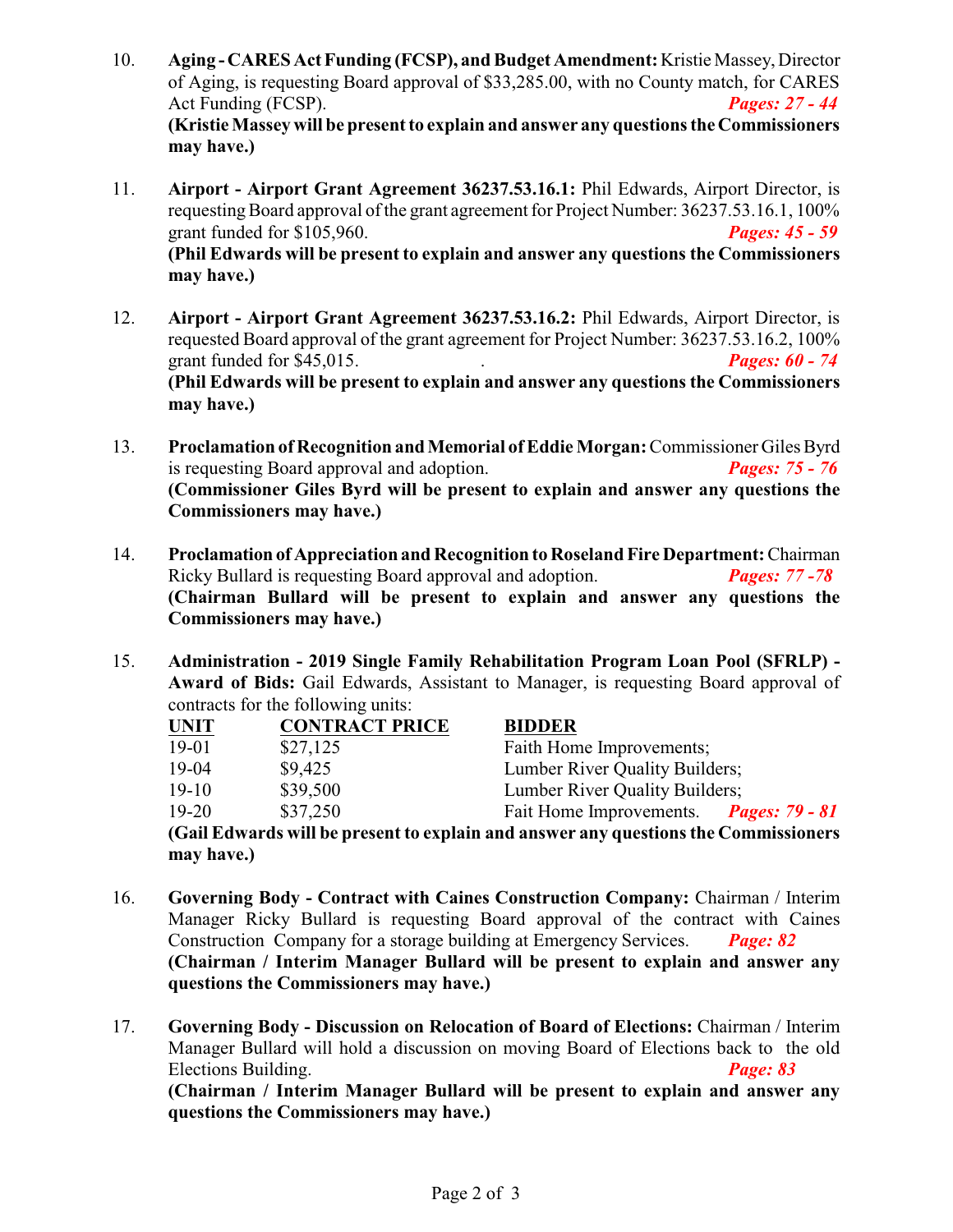10. **Aging - CARES Act Funding (FCSP), and Budget Amendment:** Kristie Massey, Director of Aging, is requesting Board approval of $33,285.00, with no County match, for CARES Act Funding (FCSP). ***Pages: 27 - 44***
**(Kristie Massey will be present to explain and answer any questions the Commissioners may have.)**

11. **Airport - Airport Grant Agreement 36237.53.16.1:** Phil Edwards, Airport Director, is requesting Board approval of the grant agreement for Project Number: 36237.53.16.1, 100% grant funded for $105,960. ***Pages: 45 - 59***
**(Phil Edwards will be present to explain and answer any questions the Commissioners may have.)**

12. **Airport - Airport Grant Agreement 36237.53.16.2:** Phil Edwards, Airport Director, is requested Board approval of the grant agreement for Project Number: 36237.53.16.2, 100% grant funded for $45,015. . ***Pages: 60 - 74***
**(Phil Edwards will be present to explain and answer any questions the Commissioners may have.)**

13. **Proclamation of Recognition and Memorial of Eddie Morgan:** Commissioner Giles Byrd is requesting Board approval and adoption. ***Pages: 75 - 76***
**(Commissioner Giles Byrd will be present to explain and answer any questions the Commissioners may have.)**

14. **Proclamation of Appreciation and Recognition to Roseland Fire Department:** Chairman Ricky Bullard is requesting Board approval and adoption. ***Pages: 77 -78***
**(Chairman Bullard will be present to explain and answer any questions the Commissioners may have.)**

15. **Administration - 2019 Single Family Rehabilitation Program Loan Pool (SFRLP) - Award of Bids:** Gail Edwards, Assistant to Manager, is requesting Board approval of contracts for the following units:

| UNIT | CONTRACT PRICE | BIDDER |
|---|---|---|
| 19-01 | $27,125 | Faith Home Improvements; |
| 19-04 | $9,425 | Lumber River Quality Builders; |
| 19-10 | $39,500 | Lumber River Quality Builders; |
| 19-20 | $37,250 | Fait Home Improvements. ***Pages: 79 - 81*** |

**(Gail Edwards will be present to explain and answer any questions the Commissioners may have.)**

16. **Governing Body - Contract with Caines Construction Company:** Chairman / Interim Manager Ricky Bullard is requesting Board approval of the contract with Caines Construction Company for a storage building at Emergency Services. ***Page: 82***
**(Chairman / Interim Manager Bullard will be present to explain and answer any questions the Commissioners may have.)**

17. **Governing Body - Discussion on Relocation of Board of Elections:** Chairman / Interim Manager Bullard will hold a discussion on moving Board of Elections back to the old Elections Building. ***Page: 83***
**(Chairman / Interim Manager Bullard will be present to explain and answer any questions the Commissioners may have.)**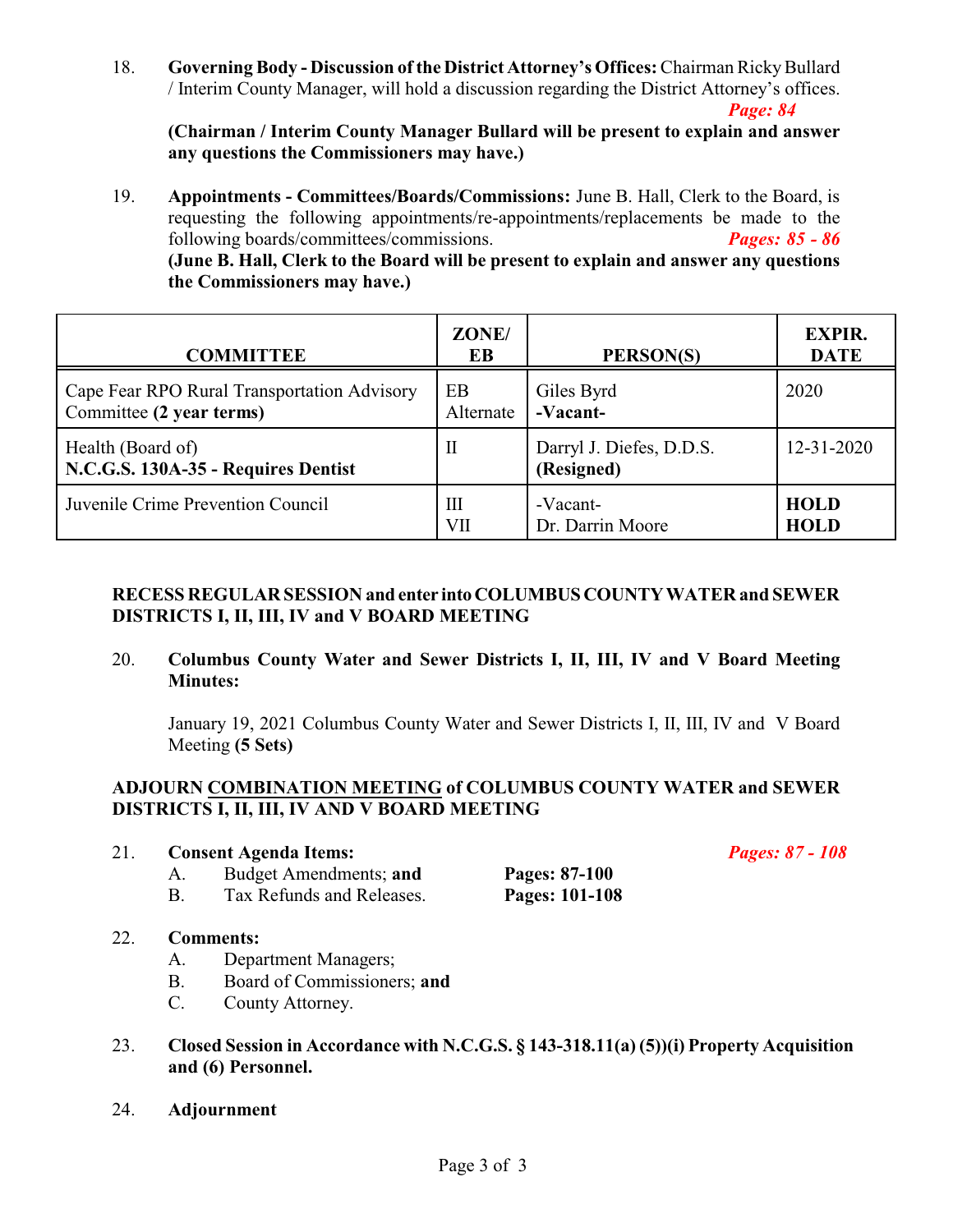18. **Governing Body - Discussion of the District Attorney's Offices:** Chairman Ricky Bullard / Interim County Manager, will hold a discussion regarding the District Attorney's offices. ***Page: 84***

    **(Chairman / Interim County Manager Bullard will be present to explain and answer any questions the Commissioners may have.)**

19. **Appointments - Committees/Boards/Commissions:** June B. Hall, Clerk to the Board, is requesting the following appointments/re-appointments/replacements be made to the following boards/committees/commissions. ***Pages: 85 - 86***
    **(June B. Hall, Clerk to the Board will be present to explain and answer any questions the Commissioners may have.)**

| COMMITTEE | ZONE/ EB | PERSON(S) | EXPIR. DATE |
|---|---|---|---|
| Cape Fear RPO Rural Transportation Advisory Committee **(2 year terms)** | EB<br>Alternate | Giles Byrd<br>**-Vacant-** | 2020 |
| Health (Board of)<br>**N.C.G.S. 130A-35 - Requires Dentist** | II | Darryl J. Diefes, D.D.S.<br>**(Resigned)** | 12-31-2020 |
| Juvenile Crime Prevention Council | III<br>VII | -Vacant-<br>Dr. Darrin Moore | **HOLD**<br>**HOLD** |

**RECESS REGULAR SESSION and enter into COLUMBUS COUNTY WATER and SEWER DISTRICTS I, II, III, IV and V BOARD MEETING**

20. **Columbus County Water and Sewer Districts I, II, III, IV and V Board Meeting Minutes:**

    January 19, 2021 Columbus County Water and Sewer Districts I, II, III, IV and V Board Meeting **(5 Sets)**

**ADJOURN COMBINATION MEETING of COLUMBUS COUNTY WATER and SEWER DISTRICTS I, II, III, IV AND V BOARD MEETING**

21. **Consent Agenda Items:** ***Pages: 87 - 108***
    A. Budget Amendments; **and** **Pages: 87-100**
    B. Tax Refunds and Releases. **Pages: 101-108**

22. **Comments:**
    A. Department Managers;
    B. Board of Commissioners; **and**
    C. County Attorney.

23. **Closed Session in Accordance with N.C.G.S. § 143-318.11(a) (5))(i) Property Acquisition and (6) Personnel.**

24. **Adjournment**